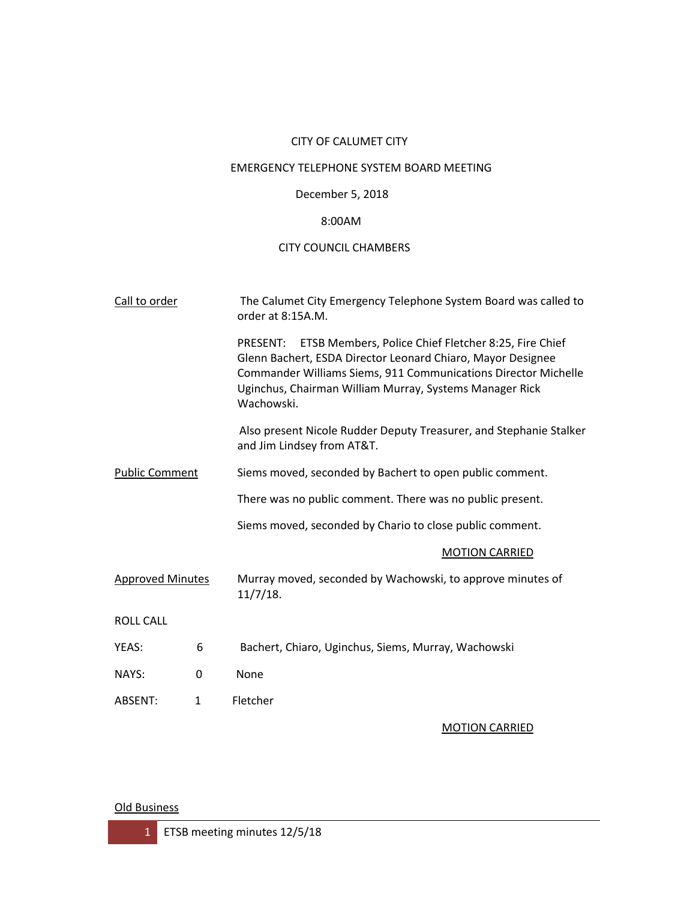CITY OF CALUMET CITY

EMERGENCY TELEPHONE SYSTEM BOARD MEETING

December 5, 2018

8:00AM

CITY COUNCIL CHAMBERS

<u>Call to order</u>

The Calumet City Emergency Telephone System Board was called to order at 8:15A.M.

PRESENT: ETSB Members, Police Chief Fletcher 8:25, Fire Chief Glenn Bachert, ESDA Director Leonard Chiaro, Mayor Designee Commander Williams Siems, 911 Communications Director Michelle Uginchus, Chairman William Murray, Systems Manager Rick Wachowski.

Also present Nicole Rudder Deputy Treasurer, and Stephanie Stalker and Jim Lindsey from AT&T.

<u>Public Comment</u>

Siems moved, seconded by Bachert to open public comment.

There was no public comment. There was no public present.

Siems moved, seconded by Chario to close public comment.

<u>MOTION CARRIED</u>

<u>Approved Minutes</u>

Murray moved, seconded by Wachowski, to approve minutes of 11/7/18.

ROLL CALL

| | | |
|---|---|---|
| YEAS: | 6 | Bachert, Chiaro, Uginchus, Siems, Murray, Wachowski |
| NAYS: | 0 | None |
| ABSENT: | 1 | Fletcher |

<u>MOTION CARRIED</u>

<u>Old Business</u>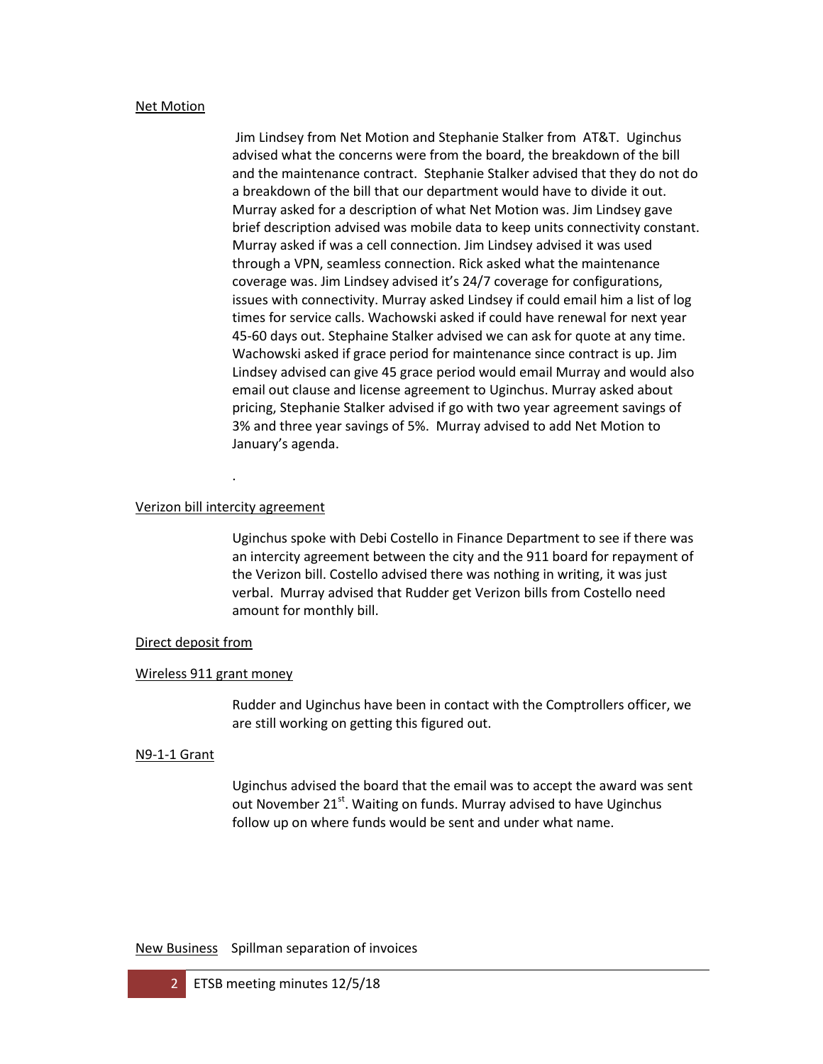Net Motion

Jim Lindsey from Net Motion and Stephanie Stalker from AT&T. Uginchus advised what the concerns were from the board, the breakdown of the bill and the maintenance contract. Stephanie Stalker advised that they do not do a breakdown of the bill that our department would have to divide it out. Murray asked for a description of what Net Motion was. Jim Lindsey gave brief description advised was mobile data to keep units connectivity constant. Murray asked if was a cell connection. Jim Lindsey advised it was used through a VPN, seamless connection. Rick asked what the maintenance coverage was. Jim Lindsey advised it's 24/7 coverage for configurations, issues with connectivity. Murray asked Lindsey if could email him a list of log times for service calls. Wachowski asked if could have renewal for next year 45-60 days out. Stephaine Stalker advised we can ask for quote at any time. Wachowski asked if grace period for maintenance since contract is up. Jim Lindsey advised can give 45 grace period would email Murray and would also email out clause and license agreement to Uginchus. Murray asked about pricing, Stephanie Stalker advised if go with two year agreement savings of 3% and three year savings of 5%. Murray advised to add Net Motion to January's agenda.

.

Verizon bill intercity agreement

Uginchus spoke with Debi Costello in Finance Department to see if there was an intercity agreement between the city and the 911 board for repayment of the Verizon bill. Costello advised there was nothing in writing, it was just verbal. Murray advised that Rudder get Verizon bills from Costello need amount for monthly bill.

Direct deposit from

Wireless 911 grant money

Rudder and Uginchus have been in contact with the Comptrollers officer, we are still working on getting this figured out.

N9-1-1 Grant

Uginchus advised the board that the email was to accept the award was sent out November 21st. Waiting on funds. Murray advised to have Uginchus follow up on where funds would be sent and under what name.

New Business Spillman separation of invoices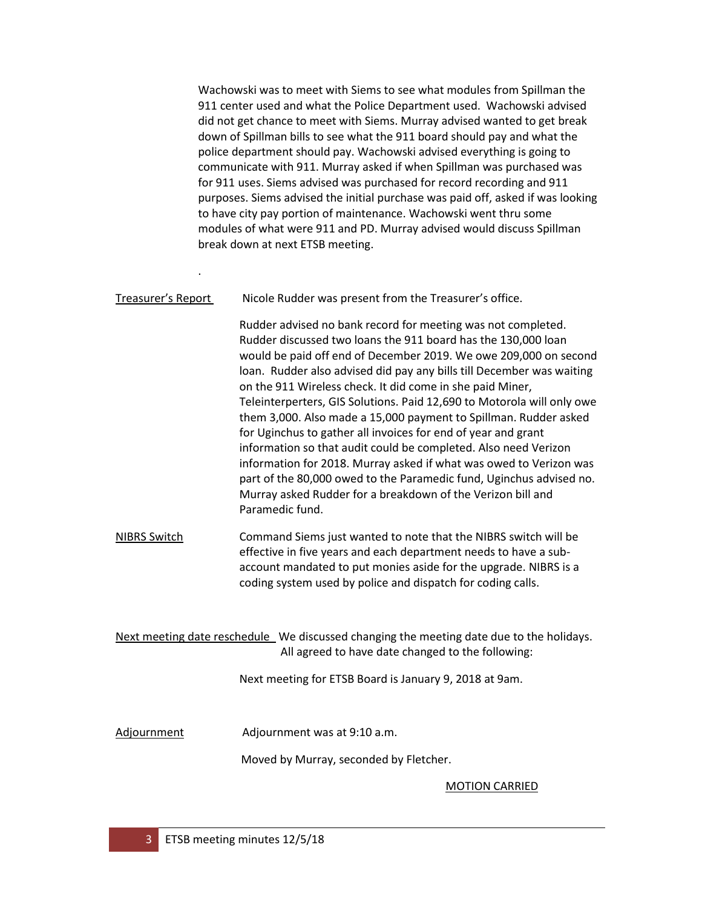Wachowski was to meet with Siems to see what modules from Spillman the 911 center used and what the Police Department used. Wachowski advised did not get chance to meet with Siems. Murray advised wanted to get break down of Spillman bills to see what the 911 board should pay and what the police department should pay. Wachowski advised everything is going to communicate with 911. Murray asked if when Spillman was purchased was for 911 uses. Siems advised was purchased for record recording and 911 purposes. Siems advised the initial purchase was paid off, asked if was looking to have city pay portion of maintenance. Wachowski went thru some modules of what were 911 and PD. Murray advised would discuss Spillman break down at next ETSB meeting.

.

Treasurer's Report — Nicole Rudder was present from the Treasurer's office.

Rudder advised no bank record for meeting was not completed. Rudder discussed two loans the 911 board has the 130,000 loan would be paid off end of December 2019. We owe 209,000 on second loan. Rudder also advised did pay any bills till December was waiting on the 911 Wireless check. It did come in she paid Miner, Teleinterperters, GIS Solutions. Paid 12,690 to Motorola will only owe them 3,000. Also made a 15,000 payment to Spillman. Rudder asked for Uginchus to gather all invoices for end of year and grant information so that audit could be completed. Also need Verizon information for 2018. Murray asked if what was owed to Verizon was part of the 80,000 owed to the Paramedic fund, Uginchus advised no. Murray asked Rudder for a breakdown of the Verizon bill and Paramedic fund.

NIBRS Switch — Command Siems just wanted to note that the NIBRS switch will be effective in five years and each department needs to have a sub-account mandated to put monies aside for the upgrade. NIBRS is a coding system used by police and dispatch for coding calls.

Next meeting date reschedule — We discussed changing the meeting date due to the holidays. All agreed to have date changed to the following:

Next meeting for ETSB Board is January 9, 2018 at 9am.

Adjournment — Adjournment was at 9:10 a.m.

Moved by Murray, seconded by Fletcher.

MOTION CARRIED